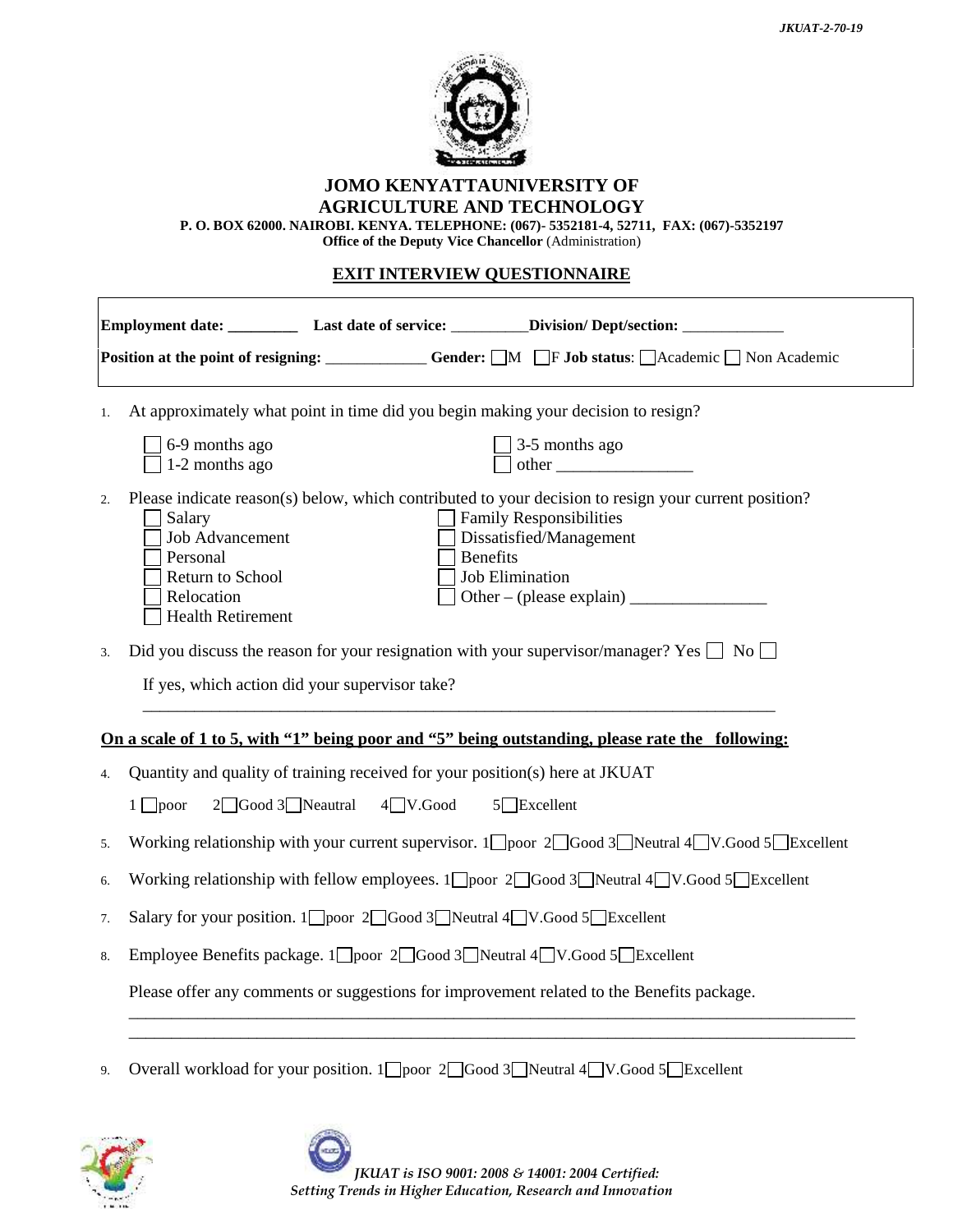JKUAT-2-70-19

# JOMO KENYATTAUNIVERSITY OF AGRICULTURE AND TECHNOLOGY

**P. O. BOX 62000. NAIROBI. KENYA. TELEPHONE: (067)- 5352181-4, 52711, FAX: (067)-5352197**
**Office of the Deputy Vice Chancellor** (Administration)

## EXIT INTERVIEW QUESTIONNAIRE

**Employment date:** ________ **Last date of service:** _________**Division/ Dept/section:** ____________

**Position at the point of resigning:** ____________ **Gender:** ☐M ☐F **Job status**: ☐Academic ☐ Non Academic

1. At approximately what point in time did you begin making your decision to resign?

   ☐ 6-9 months ago
   ☐ 3-5 months ago
   ☐ 1-2 months ago
   ☐ other _______________

2. Please indicate reason(s) below, which contributed to your decision to resign your current position?

   ☐ Salary
   ☐ Job Advancement
   ☐ Personal
   ☐ Return to School
   ☐ Relocation
   ☐ Health Retirement
   ☐ Family Responsibilities
   ☐ Dissatisfied/Management
   ☐ Benefits
   ☐ Job Elimination
   ☐ Other – (please explain) _______________

3. Did you discuss the reason for your resignation with your supervisor/manager? Yes ☐ No ☐

   If yes, which action did your supervisor take?

   ______________________________________________________________________

**On a scale of 1 to 5, with "1" being poor and "5" being outstanding, please rate the following:**

4. Quantity and quality of training received for your position(s) here at JKUAT

   1 ☐poor 2☐Good 3☐Neautral 4☐V.Good 5☐Excellent

5. Working relationship with your current supervisor. 1☐poor 2☐Good 3☐Neutral 4☐V.Good 5☐Excellent

6. Working relationship with fellow employees. 1☐poor 2☐Good 3☐Neutral 4☐V.Good 5☐Excellent

7. Salary for your position. 1☐poor 2☐Good 3☐Neutral 4☐V.Good 5☐Excellent

8. Employee Benefits package. 1☐poor 2☐Good 3☐Neutral 4☐V.Good 5☐Excellent

   Please offer any comments or suggestions for improvement related to the Benefits package.

   ______________________________________________________________________
   ______________________________________________________________________

9. Overall workload for your position. 1☐poor 2☐Good 3☐Neutral 4☐V.Good 5☐Excellent

*JKUAT is ISO 9001: 2008 & 14001: 2004 Certified:*
*Setting Trends in Higher Education, Research and Innovation*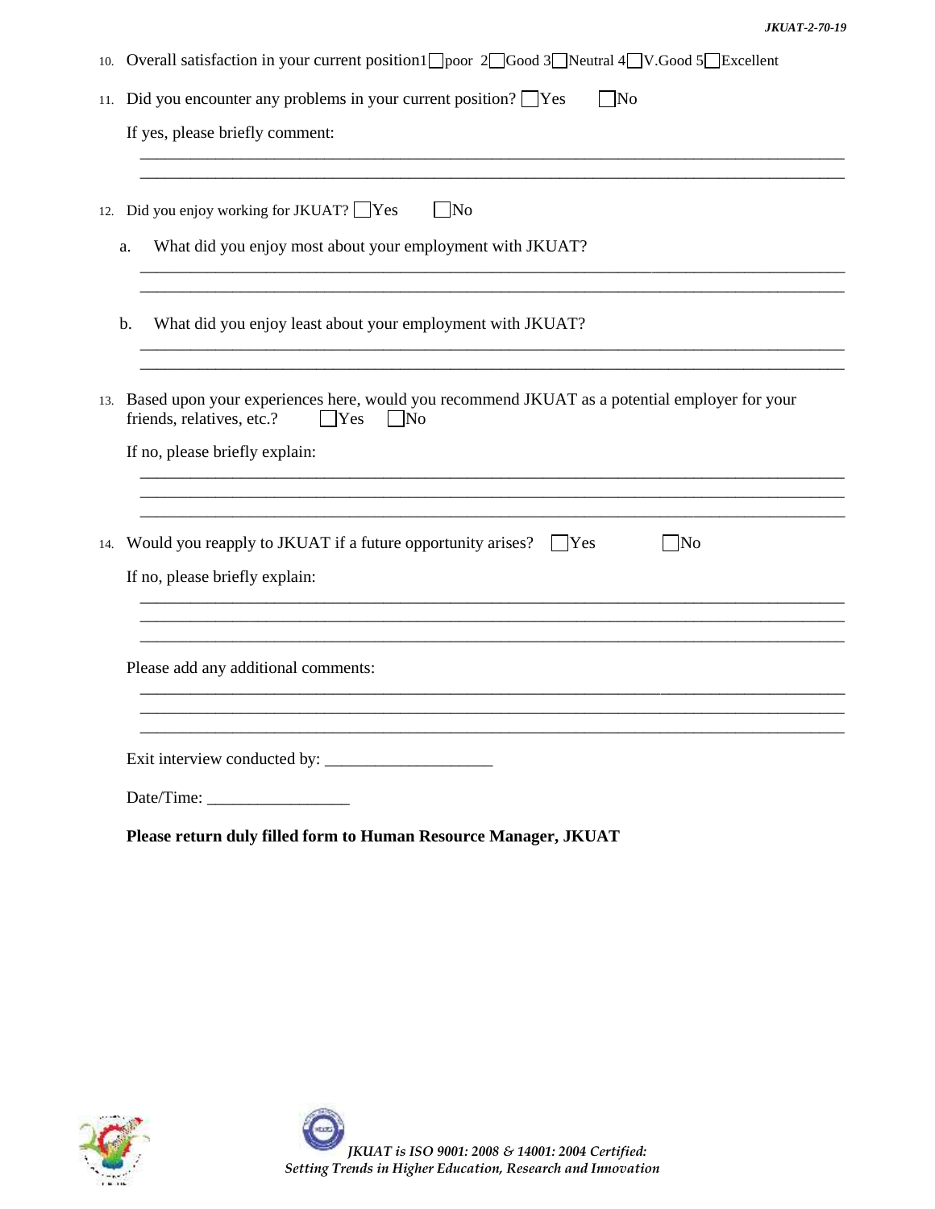10. Overall satisfaction in your current position 1☐poor 2☐Good 3☐Neutral 4☐V.Good 5☐Excellent

11. Did you encounter any problems in your current position? ☐Yes ☐No

    If yes, please briefly comment:

    ___________________________________________________________________________

    ___________________________________________________________________________

12. Did you enjoy working for JKUAT? ☐Yes ☐No

    a. What did you enjoy most about your employment with JKUAT?

    ___________________________________________________________________________

    ___________________________________________________________________________

    b. What did you enjoy least about your employment with JKUAT?

    ___________________________________________________________________________

    ___________________________________________________________________________

13. Based upon your experiences here, would you recommend JKUAT as a potential employer for your friends, relatives, etc.? ☐Yes ☐No

    If no, please briefly explain:

    ___________________________________________________________________________

    ___________________________________________________________________________

    ___________________________________________________________________________

14. Would you reapply to JKUAT if a future opportunity arises? ☐Yes ☐No

    If no, please briefly explain:

    ___________________________________________________________________________

    ___________________________________________________________________________

    ___________________________________________________________________________

    Please add any additional comments:

    ___________________________________________________________________________

    ___________________________________________________________________________

    ___________________________________________________________________________

    Exit interview conducted by: ____________________

    Date/Time: _________________

    **Please return duly filled form to Human Resource Manager, JKUAT**

*JKUAT is ISO 9001: 2008 & 14001: 2004 Certified:*
*Setting Trends in Higher Education, Research and Innovation*